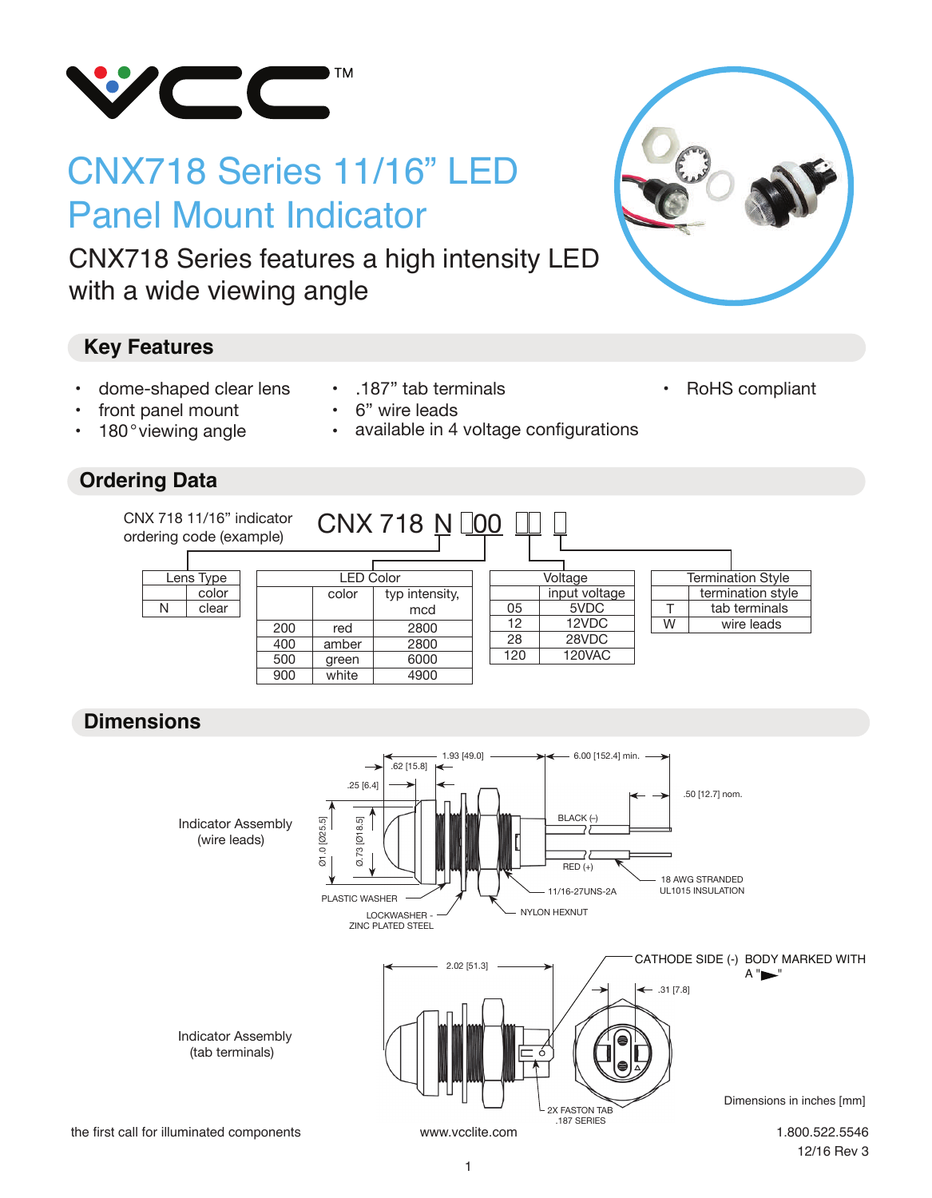# CNX718 Series 11/16" LED Panel Mount Indicator

CNX718 Series features a high intensity LED with a wide viewing angle

## Key Features

- dome-shaped clear lens
- front panel mount
- 180° viewing angle
- .187" tab terminals
- 6" wire leads
- available in 4 voltage configurations
- RoHS compliant

## Ordering Data

CNX 718 11/16" indicator ordering code (example)

CNX 718 N ☐00 ☐☐ ☐

**Lens Type**

| | color |
|---|---|
| N | clear |

**LED Color**

| | color | typ intensity, mcd |
|---|---|---|
| 200 | red | 2800 |
| 400 | amber | 2800 |
| 500 | green | 6000 |
| 900 | white | 4900 |

**Voltage**

| | input voltage |
|---|---|
| 05 | 5VDC |
| 12 | 12VDC |
| 28 | 28VDC |
| 120 | 120VAC |

**Termination Style**

| | termination style |
|---|---|
| T | tab terminals |
| W | wire leads |

## Dimensions

Indicator Assembly (wire leads)

1.93 [49.0]  
6.00 [152.4] min.  
.62 [15.8]  
.25 [6.4]  
.50 [12.7] nom.  
Ø1.0 [Ø25.5]  
Ø.73 [Ø18.5]  
BLACK (-)  
RED (+)  
11/16-27UNS-2A  
18 AWG STRANDED UL1015 INSULATION  
PLASTIC WASHER  
LOCKWASHER - ZINC PLATED STEEL  
NYLON HEXNUT

Indicator Assembly (tab terminals)

2.02 [51.3]  
CATHODE SIDE (-) BODY MARKED WITH A "►"  
.31 [7.8]  
2X FASTON TAB .187 SERIES

Dimensions in inches [mm]

the first call for illuminated components

www.vcclite.com

1.800.522.5546

12/16 Rev 3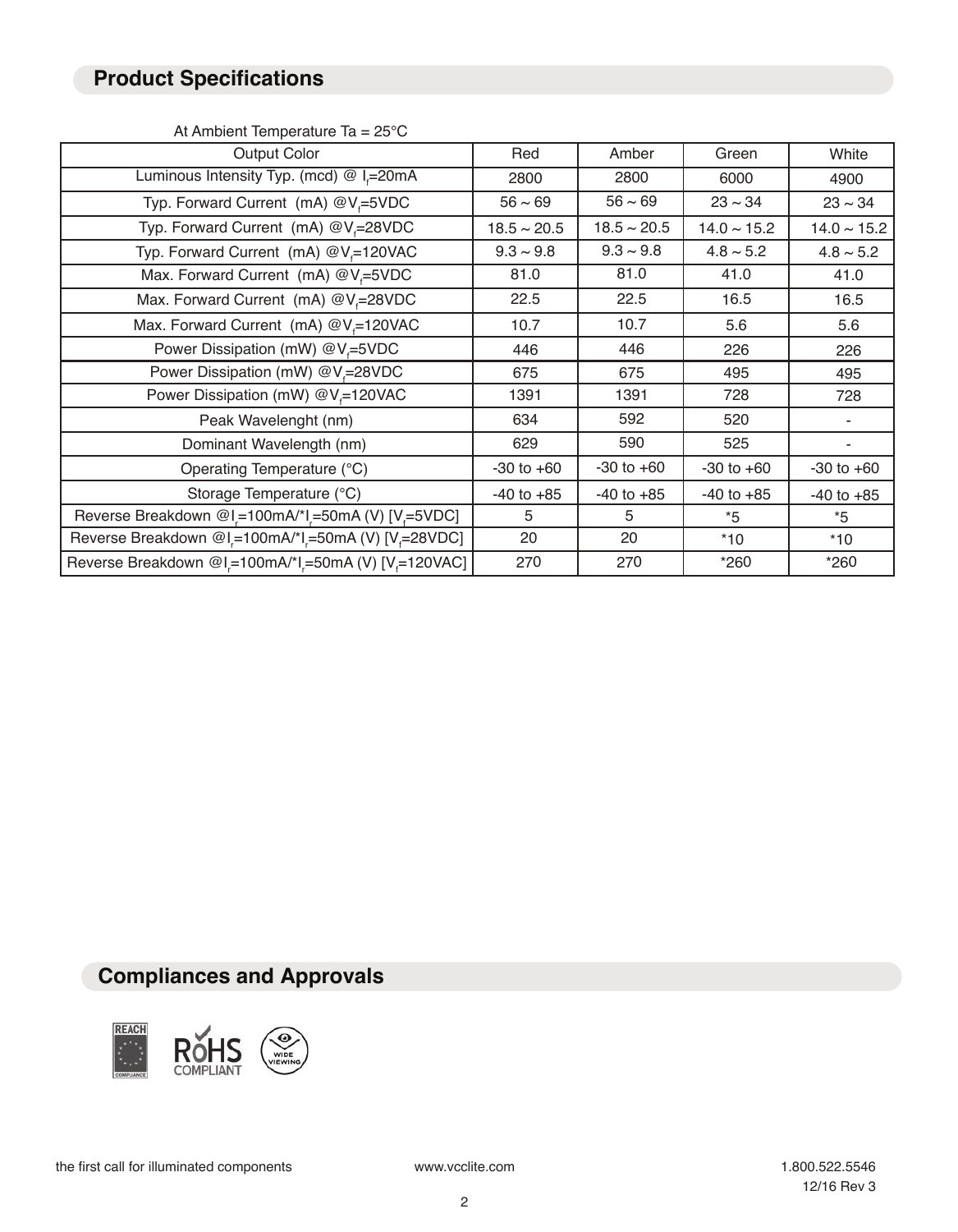## Product Specifications

At Ambient Temperature Ta = 25°C

| Output Color | Red | Amber | Green | White |
|---|---|---|---|---|
| Luminous Intensity Typ. (mcd) @ $I_f$=20mA | 2800 | 2800 | 6000 | 4900 |
| Typ. Forward Current (mA) @$V_f$=5VDC | 56 ~ 69 | 56 ~ 69 | 23 ~ 34 | 23 ~ 34 |
| Typ. Forward Current (mA) @$V_f$=28VDC | 18.5 ~ 20.5 | 18.5 ~ 20.5 | 14.0 ~ 15.2 | 14.0 ~ 15.2 |
| Typ. Forward Current (mA) @$V_f$=120VAC | 9.3 ~ 9.8 | 9.3 ~ 9.8 | 4.8 ~ 5.2 | 4.8 ~ 5.2 |
| Max. Forward Current (mA) @$V_f$=5VDC | 81.0 | 81.0 | 41.0 | 41.0 |
| Max. Forward Current (mA) @$V_f$=28VDC | 22.5 | 22.5 | 16.5 | 16.5 |
| Max. Forward Current (mA) @$V_f$=120VAC | 10.7 | 10.7 | 5.6 | 5.6 |
| Power Dissipation (mW) @$V_f$=5VDC | 446 | 446 | 226 | 226 |
| Power Dissipation (mW) @$V_f$=28VDC | 675 | 675 | 495 | 495 |
| Power Dissipation (mW) @$V_f$=120VAC | 1391 | 1391 | 728 | 728 |
| Peak Wavelenght (nm) | 634 | 592 | 520 | - |
| Dominant Wavelength (nm) | 629 | 590 | 525 | - |
| Operating Temperature (°C) | -30 to +60 | -30 to +60 | -30 to +60 | -30 to +60 |
| Storage Temperature (°C) | -40 to +85 | -40 to +85 | -40 to +85 | -40 to +85 |
| Reverse Breakdown @$I_r$=100mA/*$I_r$=50mA (V) [$V_f$=5VDC] | 5 | 5 | *5 | *5 |
| Reverse Breakdown @$I_r$=100mA/*$I_r$=50mA (V) [$V_f$=28VDC] | 20 | 20 | *10 | *10 |
| Reverse Breakdown @$I_r$=100mA/*$I_r$=50mA (V) [$V_f$=120VAC] | 270 | 270 | *260 | *260 |

## Compliances and Approvals

REACH COMPLIANCE

RoHS COMPLIANT

WIDE VIEWING

the first call for illuminated components www.vcclite.com 1.800.522.5546

12/16 Rev 3